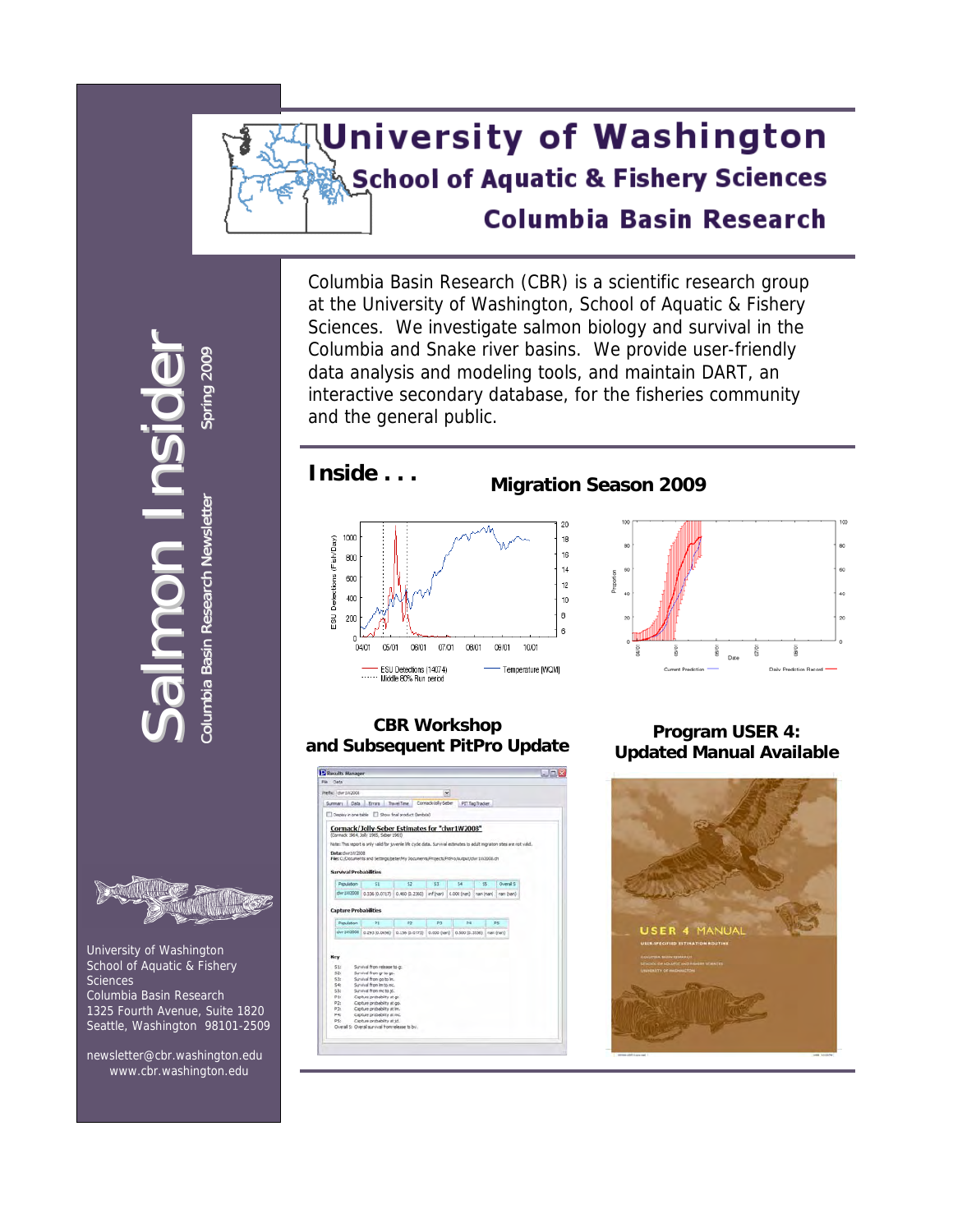# University of Washington

## School of Aquatic & Fishery Sciences

## Columbia Basin Research

# Salmon Insider

Columbia Basin Research Newsletter

Spring 2009

Columbia Basin Research (CBR) is a scientific research group at the University of Washington, School of Aquatic & Fishery Sciences. We investigate salmon biology and survival in the Columbia and Snake river basins. We provide user-friendly data analysis and modeling tools, and maintain DART, an interactive secondary database, for the fisheries community and the general public.

## Inside . . .

### Migration Season 2009

### CBR Workshop and Subsequent PitPro Update

### Program USER 4: Updated Manual Available

University of Washington
School of Aquatic & Fishery Sciences
Columbia Basin Research
1325 Fourth Avenue, Suite 1820
Seattle, Washington 98101-2509

newsletter@cbr.washington.edu
www.cbr.washington.edu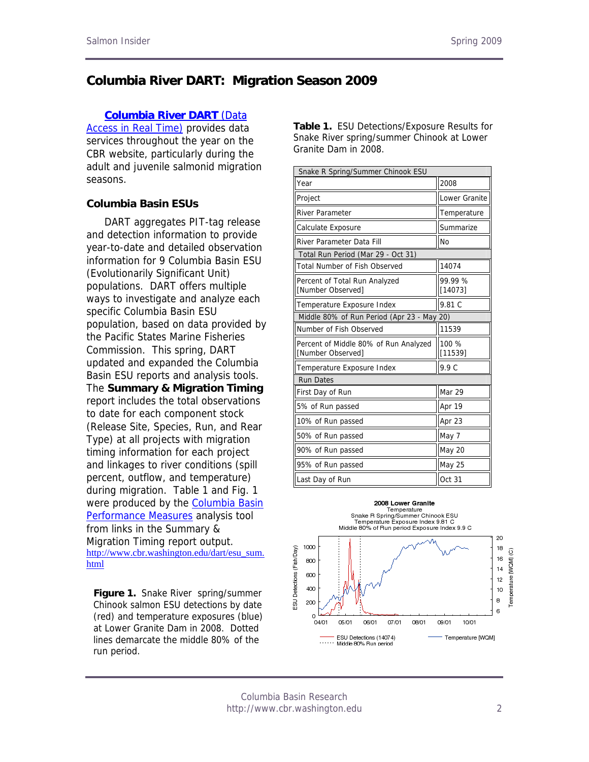# Columbia River DART: Migration Season 2009

**Columbia River DART** (Data Access in Real Time) provides data services throughout the year on the CBR website, particularly during the adult and juvenile salmonid migration seasons.

### Columbia Basin ESUs

DART aggregates PIT-tag release and detection information to provide year-to-date and detailed observation information for 9 Columbia Basin ESU (Evolutionarily Significant Unit) populations. DART offers multiple ways to investigate and analyze each specific Columbia Basin ESU population, based on data provided by the Pacific States Marine Fisheries Commission. This spring, DART updated and expanded the Columbia Basin ESU reports and analysis tools. The **Summary & Migration Timing** report includes the total observations to date for each component stock (Release Site, Species, Run, and Rear Type) at all projects with migration timing information for each project and linkages to river conditions (spill percent, outflow, and temperature) during migration. Table 1 and Fig. 1 were produced by the Columbia Basin Performance Measures analysis tool from links in the Summary & Migration Timing report output. http://www.cbr.washington.edu/dart/esu_sum.html

**Table 1.** ESU Detections/Exposure Results for Snake River spring/summer Chinook at Lower Granite Dam in 2008.

| Snake R Spring/Summer Chinook ESU | |
|---|---|
| Year | 2008 |
| Project | Lower Granite |
| River Parameter | Temperature |
| Calculate Exposure | Summarize |
| River Parameter Data Fill | No |
| Total Run Period (Mar 29 - Oct 31) | |
| Total Number of Fish Observed | 14074 |
| Percent of Total Run Analyzed [Number Observed] | 99.99 % [14073] |
| Temperature Exposure Index | 9.81 C |
| Middle 80% of Run Period (Apr 23 - May 20) | |
| Number of Fish Observed | 11539 |
| Percent of Middle 80% of Run Analyzed [Number Observed] | 100 % [11539] |
| Temperature Exposure Index | 9.9 C |
| Run Dates | |
| First Day of Run | Mar 29 |
| 5% of Run passed | Apr 19 |
| 10% of Run passed | Apr 23 |
| 50% of Run passed | May 7 |
| 90% of Run passed | May 20 |
| 95% of Run passed | May 25 |
| Last Day of Run | Oct 31 |

**Figure 1.** Snake River spring/summer Chinook salmon ESU detections by date (red) and temperature exposures (blue) at Lower Granite Dam in 2008. Dotted lines demarcate the middle 80% of the run period.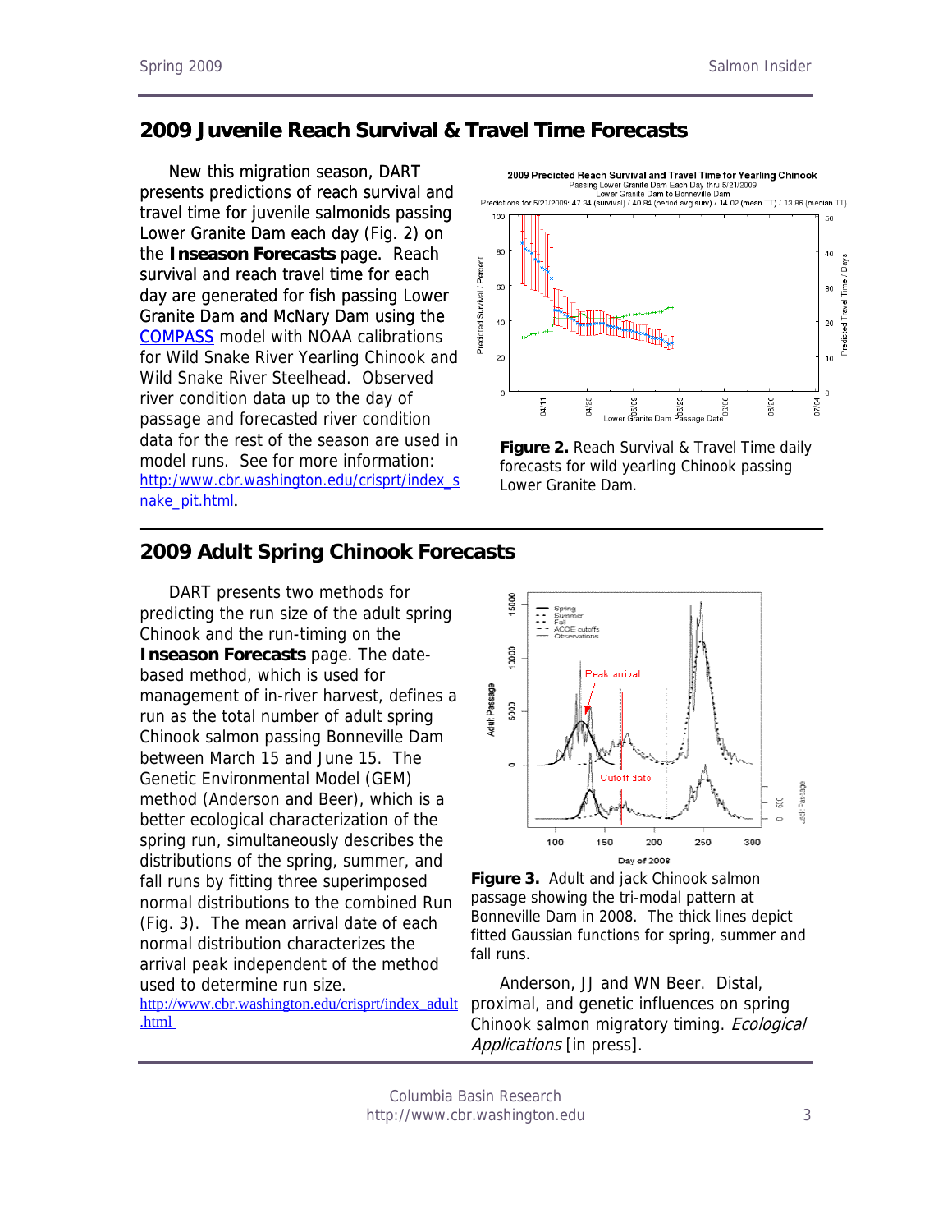## 2009 Juvenile Reach Survival & Travel Time Forecasts

New this migration season, DART presents predictions of reach survival and travel time for juvenile salmonids passing Lower Granite Dam each day (Fig. 2) on the **Inseason Forecasts** page. Reach survival and reach travel time for each day are generated for fish passing Lower Granite Dam and McNary Dam using the [COMPASS](COMPASS) model with NOAA calibrations for Wild Snake River Yearling Chinook and Wild Snake River Steelhead. Observed river condition data up to the day of passage and forecasted river condition data for the rest of the season are used in model runs. See for more information: [http:/www.cbr.washington.edu/crisprt/index_snake_pit.html](http:/www.cbr.washington.edu/crisprt/index_snake_pit.html).

**Figure 2.** Reach Survival & Travel Time daily forecasts for wild yearling Chinook passing Lower Granite Dam.

## 2009 Adult Spring Chinook Forecasts

DART presents two methods for predicting the run size of the adult spring Chinook and the run-timing on the **Inseason Forecasts** page. The date-based method, which is used for management of in-river harvest, defines a run as the total number of adult spring Chinook salmon passing Bonneville Dam between March 15 and June 15. The Genetic Environmental Model (GEM) method (Anderson and Beer), which is a better ecological characterization of the spring run, simultaneously describes the distributions of the spring, summer, and fall runs by fitting three superimposed normal distributions to the combined Run (Fig. 3). The mean arrival date of each normal distribution characterizes the arrival peak independent of the method used to determine run size.

[http://www.cbr.washington.edu/crisprt/index_adult.html](http://www.cbr.washington.edu/crisprt/index_adult.html)

**Figure 3.** Adult and jack Chinook salmon passage showing the tri-modal pattern at Bonneville Dam in 2008. The thick lines depict fitted Gaussian functions for spring, summer and fall runs.

Anderson, JJ and WN Beer. Distal, proximal, and genetic influences on spring Chinook salmon migratory timing. *Ecological Applications* [in press].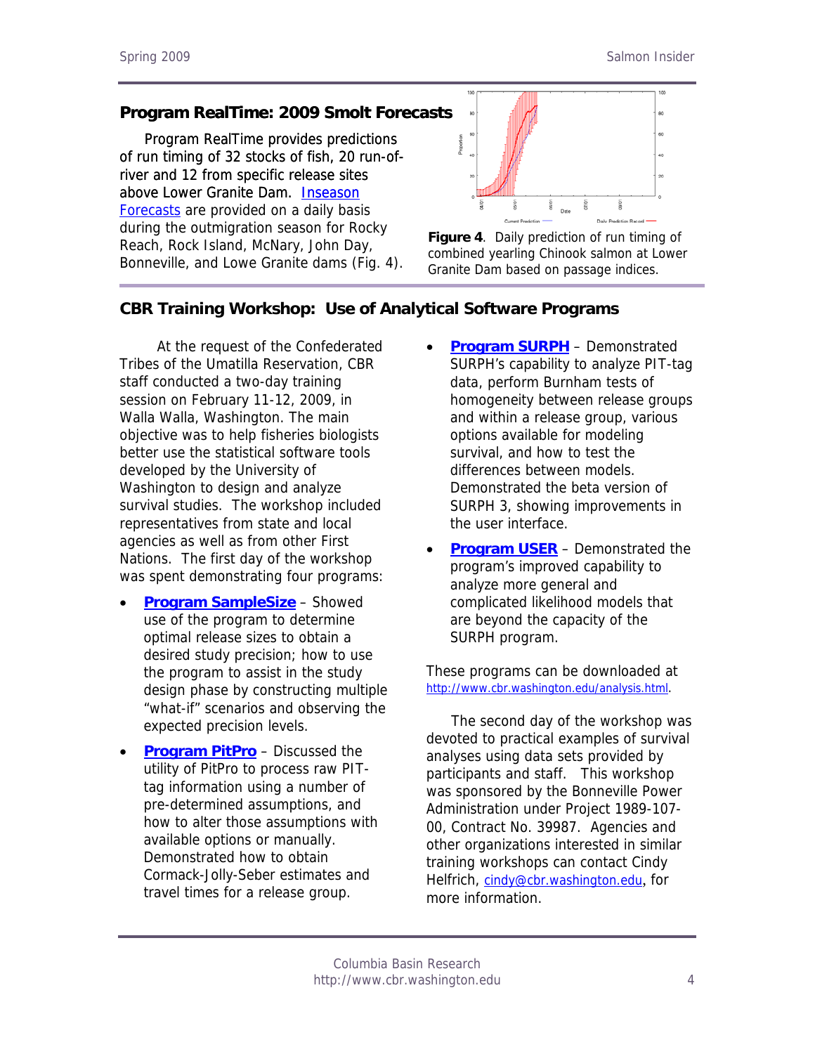## Program RealTime: 2009 Smolt Forecasts

Program RealTime provides predictions of run timing of 32 stocks of fish, 20 run-of-river and 12 from specific release sites above Lower Granite Dam. [Inseason Forecasts](#) are provided on a daily basis during the outmigration season for Rocky Reach, Rock Island, McNary, John Day, Bonneville, and Lowe Granite dams (Fig. 4).

**Figure 4**. Daily prediction of run timing of combined yearling Chinook salmon at Lower Granite Dam based on passage indices.

## CBR Training Workshop: Use of Analytical Software Programs

At the request of the Confederated Tribes of the Umatilla Reservation, CBR staff conducted a two-day training session on February 11-12, 2009, in Walla Walla, Washington. The main objective was to help fisheries biologists better use the statistical software tools developed by the University of Washington to design and analyze survival studies. The workshop included representatives from state and local agencies as well as from other First Nations. The first day of the workshop was spent demonstrating four programs:

- **Program SampleSize** – Showed use of the program to determine optimal release sizes to obtain a desired study precision; how to use the program to assist in the study design phase by constructing multiple "what-if" scenarios and observing the expected precision levels.
- **Program PitPro** – Discussed the utility of PitPro to process raw PIT-tag information using a number of pre-determined assumptions, and how to alter those assumptions with available options or manually. Demonstrated how to obtain Cormack-Jolly-Seber estimates and travel times for a release group.
- **Program SURPH** – Demonstrated SURPH's capability to analyze PIT-tag data, perform Burnham tests of homogeneity between release groups and within a release group, various options available for modeling survival, and how to test the differences between models. Demonstrated the beta version of SURPH 3, showing improvements in the user interface.
- **Program USER** – Demonstrated the program's improved capability to analyze more general and complicated likelihood models that are beyond the capacity of the SURPH program.

These programs can be downloaded at http://www.cbr.washington.edu/analysis.html.

The second day of the workshop was devoted to practical examples of survival analyses using data sets provided by participants and staff. This workshop was sponsored by the Bonneville Power Administration under Project 1989-107-00, Contract No. 39987. Agencies and other organizations interested in similar training workshops can contact Cindy Helfrich, cindy@cbr.washington.edu, for more information.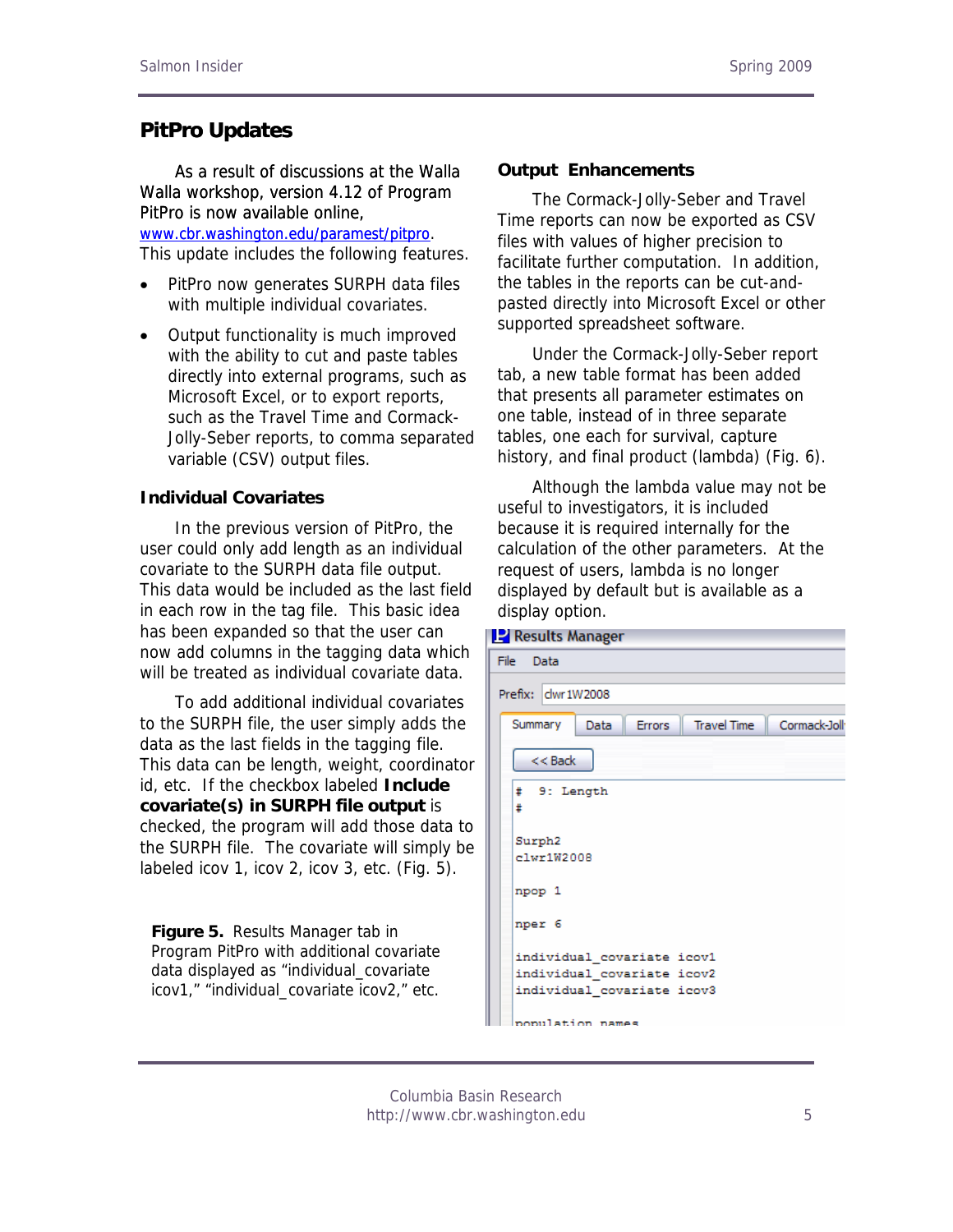## PitPro Updates

As a result of discussions at the Walla Walla workshop, version 4.12 of Program PitPro is now available online, www.cbr.washington.edu/paramest/pitpro. This update includes the following features.

- PitPro now generates SURPH data files with multiple individual covariates.
- Output functionality is much improved with the ability to cut and paste tables directly into external programs, such as Microsoft Excel, or to export reports, such as the Travel Time and Cormack-Jolly-Seber reports, to comma separated variable (CSV) output files.

### Individual Covariates

In the previous version of PitPro, the user could only add length as an individual covariate to the SURPH data file output. This data would be included as the last field in each row in the tag file. This basic idea has been expanded so that the user can now add columns in the tagging data which will be treated as individual covariate data.

To add additional individual covariates to the SURPH file, the user simply adds the data as the last fields in the tagging file. This data can be length, weight, coordinator id, etc. If the checkbox labeled **Include covariate(s) in SURPH file output** is checked, the program will add those data to the SURPH file. The covariate will simply be labeled icov 1, icov 2, icov 3, etc. (Fig. 5).

**Figure 5.** Results Manager tab in Program PitPro with additional covariate data displayed as "individual_covariate icov1," "individual_covariate icov2," etc.

### Output Enhancements

The Cormack-Jolly-Seber and Travel Time reports can now be exported as CSV files with values of higher precision to facilitate further computation. In addition, the tables in the reports can be cut-and-pasted directly into Microsoft Excel or other supported spreadsheet software.

Under the Cormack-Jolly-Seber report tab, a new table format has been added that presents all parameter estimates on one table, instead of in three separate tables, one each for survival, capture history, and final product (lambda) (Fig. 6).

Although the lambda value may not be useful to investigators, it is included because it is required internally for the calculation of the other parameters. At the request of users, lambda is no longer displayed by default but is available as a display option.

Results Manager

File Data

Prefix: clwr1W2008

Summary | Data | Errors | Travel Time | Cormack-Joll

<< Back

```
#  9: Length
#

Surph2
clwr1W2008

npop 1

nper 6

individual_covariate icov1
individual_covariate icov2
individual_covariate icov3

population names
```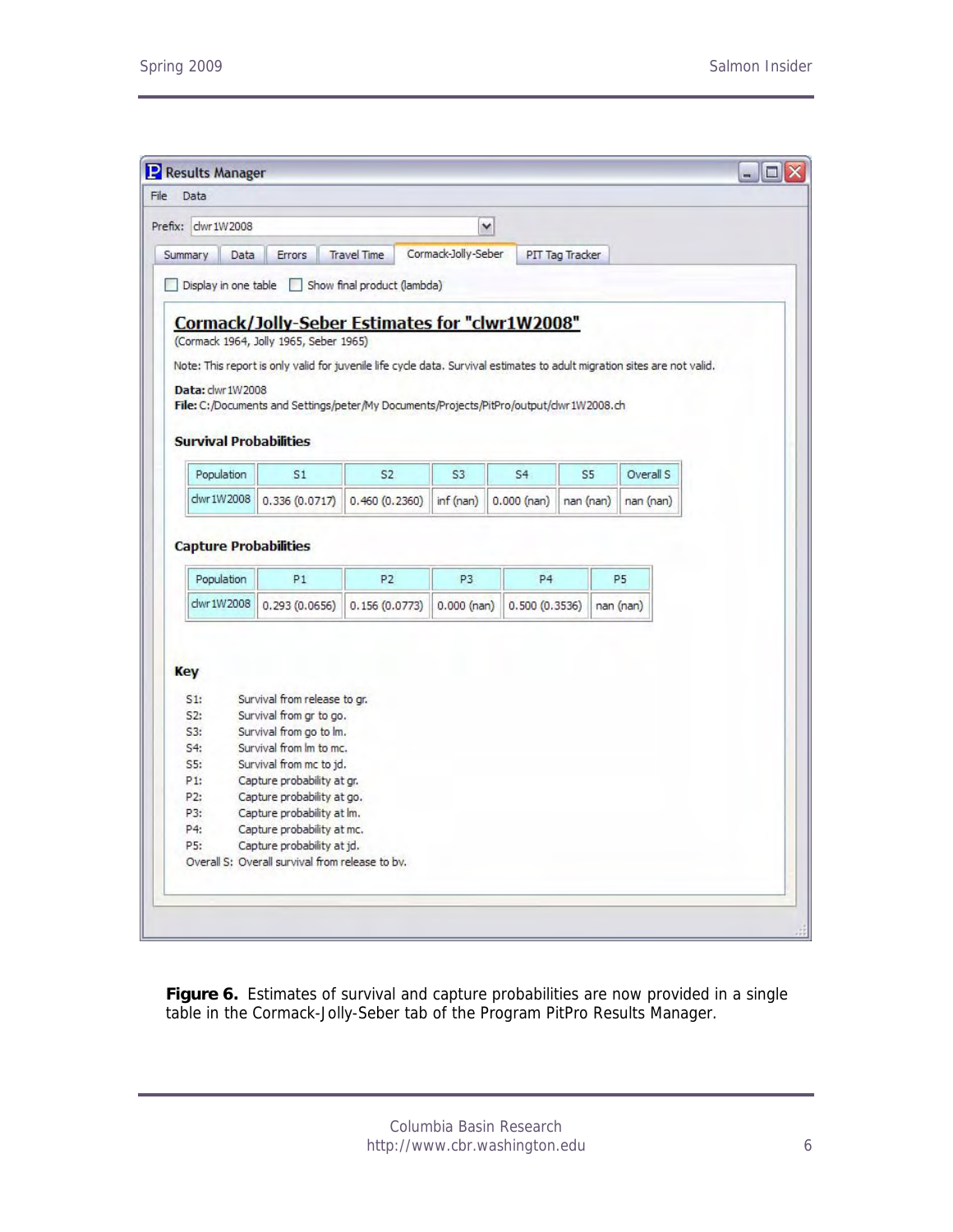Results Manager

File Data

Prefix: clwr1W2008

Summary | Data | Errors | Travel Time | Cormack-Jolly-Seber | PIT Tag Tracker

☐ Display in one table ☐ Show final product (lambda)

## Cormack/Jolly-Seber Estimates for "clwr1W2008"

(Cormack 1964, Jolly 1965, Seber 1965)

Note: This report is only valid for juvenile life cycle data. Survival estimates to adult migration sites are not valid.

**Data:** clwr1W2008
**File:** C:/Documents and Settings/peter/My Documents/Projects/PitPro/output/clwr1W2008.ch

### Survival Probabilities

| Population | S1 | S2 | S3 | S4 | S5 | Overall S |
|---|---|---|---|---|---|---|
| clwr1W2008 | 0.336 (0.0717) | 0.460 (0.2360) | inf (nan) | 0.000 (nan) | nan (nan) | nan (nan) |

### Capture Probabilities

| Population | P1 | P2 | P3 | P4 | P5 |
|---|---|---|---|---|---|
| clwr1W2008 | 0.293 (0.0656) | 0.156 (0.0773) | 0.000 (nan) | 0.500 (0.3536) | nan (nan) |

### Key

- S1: Survival from release to gr.
- S2: Survival from gr to go.
- S3: Survival from go to lm.
- S4: Survival from lm to mc.
- S5: Survival from mc to jd.
- P1: Capture probability at gr.
- P2: Capture probability at go.
- P3: Capture probability at lm.
- P4: Capture probability at mc.
- P5: Capture probability at jd.
- Overall S: Overall survival from release to bv.

**Figure 6.** Estimates of survival and capture probabilities are now provided in a single table in the Cormack-Jolly-Seber tab of the Program PitPro Results Manager.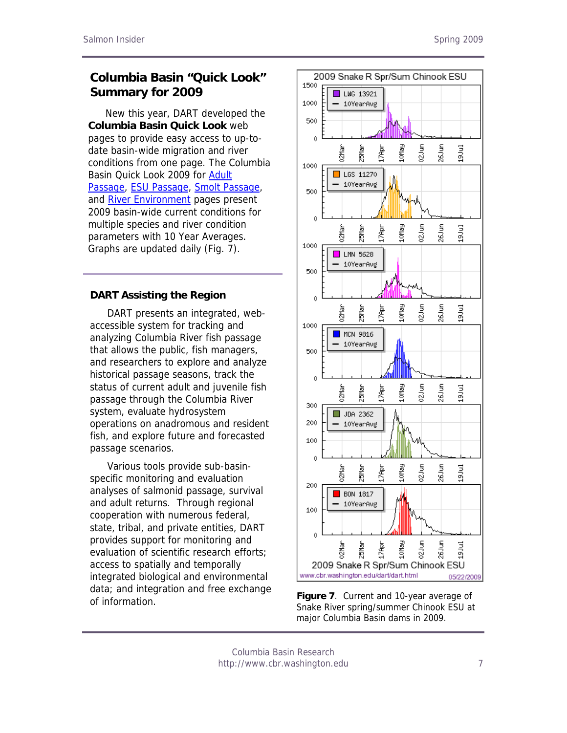## Columbia Basin "Quick Look" Summary for 2009

New this year, DART developed the **Columbia Basin Quick Look** web pages to provide easy access to up-to-date basin-wide migration and river conditions from one page. The Columbia Basin Quick Look 2009 for Adult Passage, ESU Passage, Smolt Passage, and River Environment pages present 2009 basin-wide current conditions for multiple species and river condition parameters with 10 Year Averages. Graphs are updated daily (Fig. 7).

## DART Assisting the Region

DART presents an integrated, web-accessible system for tracking and analyzing Columbia River fish passage that allows the public, fish managers, and researchers to explore and analyze historical passage seasons, track the status of current adult and juvenile fish passage through the Columbia River system, evaluate hydrosystem operations on anadromous and resident fish, and explore future and forecasted passage scenarios.

Various tools provide sub-basin-specific monitoring and evaluation analyses of salmonid passage, survival and adult returns. Through regional cooperation with numerous federal, state, tribal, and private entities, DART provides support for monitoring and evaluation of scientific research efforts; access to spatially and temporally integrated biological and environmental data; and integration and free exchange of information.

**Figure 7**. Current and 10-year average of Snake River spring/summer Chinook ESU at major Columbia Basin dams in 2009.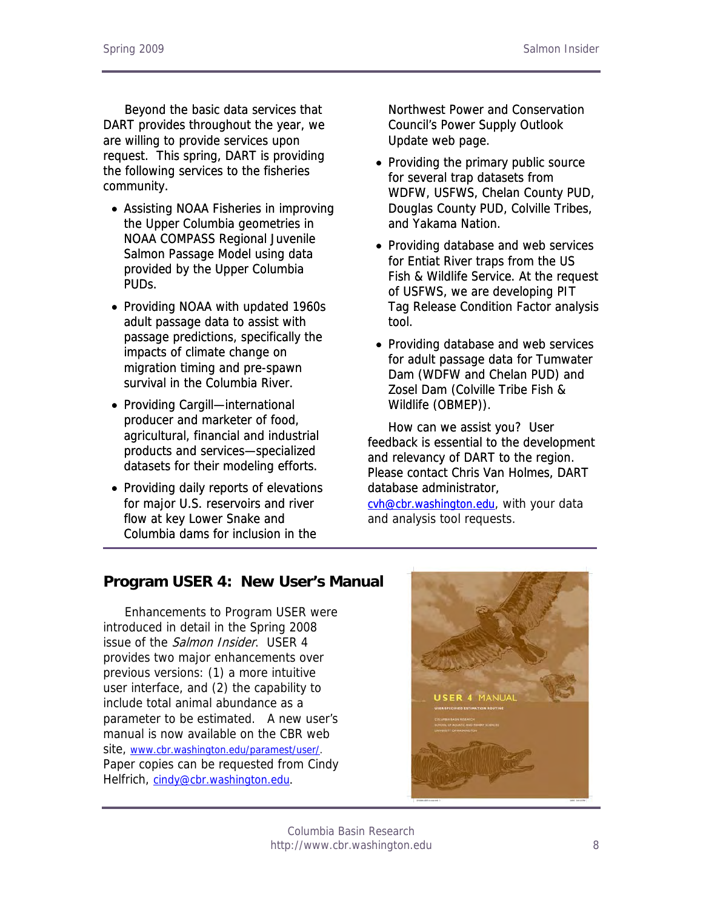Beyond the basic data services that DART provides throughout the year, we are willing to provide services upon request. This spring, DART is providing the following services to the fisheries community.

- Assisting NOAA Fisheries in improving the Upper Columbia geometries in NOAA COMPASS Regional Juvenile Salmon Passage Model using data provided by the Upper Columbia PUDs.
- Providing NOAA with updated 1960s adult passage data to assist with passage predictions, specifically the impacts of climate change on migration timing and pre-spawn survival in the Columbia River.
- Providing Cargill—international producer and marketer of food, agricultural, financial and industrial products and services—specialized datasets for their modeling efforts.
- Providing daily reports of elevations for major U.S. reservoirs and river flow at key Lower Snake and Columbia dams for inclusion in the Northwest Power and Conservation Council's Power Supply Outlook Update web page.
- Providing the primary public source for several trap datasets from WDFW, USFWS, Chelan County PUD, Douglas County PUD, Colville Tribes, and Yakama Nation.
- Providing database and web services for Entiat River traps from the US Fish & Wildlife Service. At the request of USFWS, we are developing PIT Tag Release Condition Factor analysis tool.
- Providing database and web services for adult passage data for Tumwater Dam (WDFW and Chelan PUD) and Zosel Dam (Colville Tribe Fish & Wildlife (OBMEP)).

How can we assist you? User feedback is essential to the development and relevancy of DART to the region. Please contact Chris Van Holmes, DART database administrator, cvh@cbr.washington.edu, with your data and analysis tool requests.

## Program USER 4: New User's Manual

Enhancements to Program USER were introduced in detail in the Spring 2008 issue of the *Salmon Insider*. USER 4 provides two major enhancements over previous versions: (1) a more intuitive user interface, and (2) the capability to include total animal abundance as a parameter to be estimated. A new user's manual is now available on the CBR web site, www.cbr.washington.edu/paramest/user/. Paper copies can be requested from Cindy Helfrich, cindy@cbr.washington.edu.